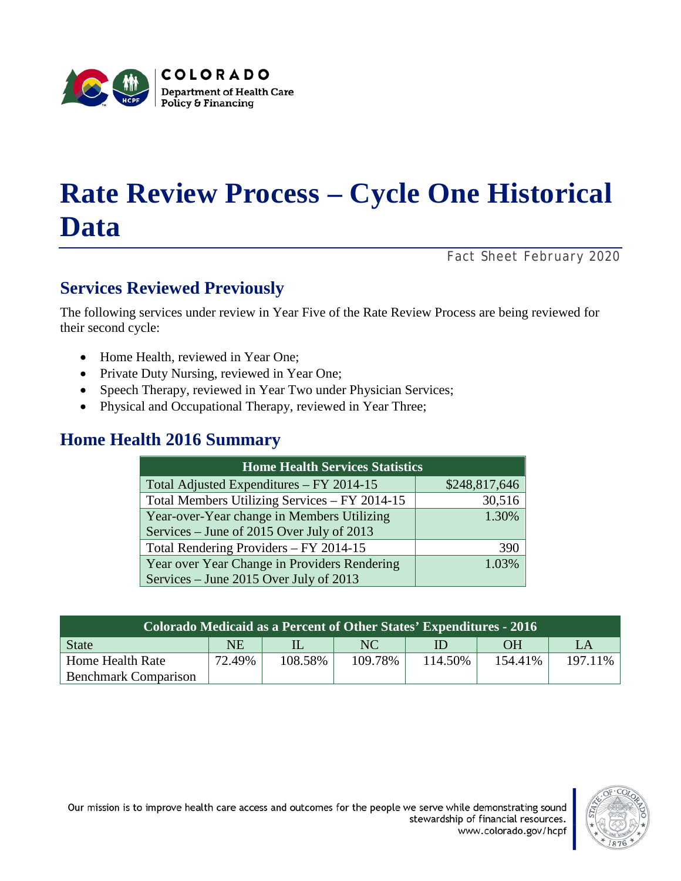COLORADO

Department of Health Care Policy & Financing

# Rate Review Process – Cycle One Historical Data

Fact Sheet February 2020

## Services Reviewed Previously

The following services under review in Year Five of the Rate Review Process are being reviewed for their second cycle:

- Home Health, reviewed in Year One;
- Private Duty Nursing, reviewed in Year One;
- Speech Therapy, reviewed in Year Two under Physician Services;
- Physical and Occupational Therapy, reviewed in Year Three;

## Home Health 2016 Summary

| Home Health Services Statistics | |
|---|---|
| Total Adjusted Expenditures – FY 2014-15 | $248,817,646 |
| Total Members Utilizing Services – FY 2014-15 | 30,516 |
| Year-over-Year change in Members Utilizing Services – June of 2015 Over July of 2013 | 1.30% |
| Total Rendering Providers – FY 2014-15 | 390 |
| Year over Year Change in Providers Rendering Services – June 2015 Over July of 2013 | 1.03% |

| Colorado Medicaid as a Percent of Other States' Expenditures - 2016 | | | | | | |
|---|---|---|---|---|---|---|
| State | NE | IL | NC | ID | OH | LA |
| Home Health Rate Benchmark Comparison | 72.49% | 108.58% | 109.78% | 114.50% | 154.41% | 197.11% |

Our mission is to improve health care access and outcomes for the people we serve while demonstrating sound stewardship of financial resources.
www.colorado.gov/hcpf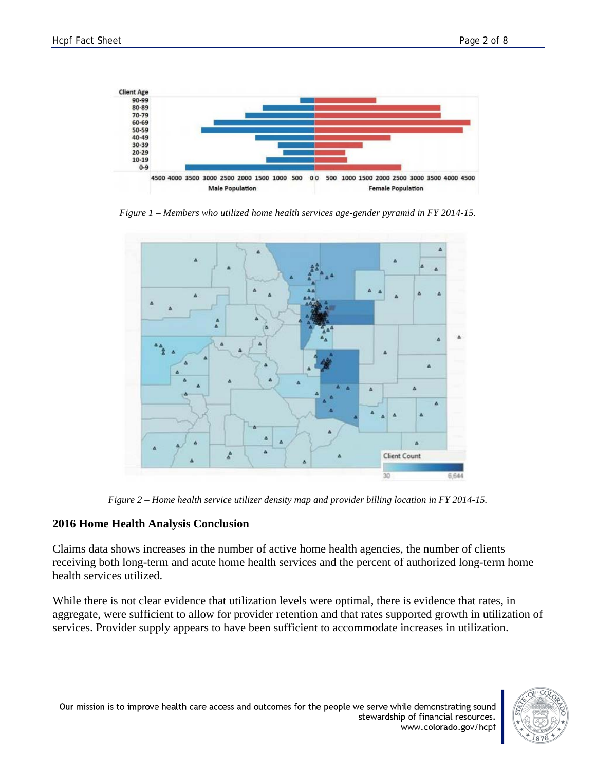*Figure 1 – Members who utilized home health services age-gender pyramid in FY 2014-15.*

*Figure 2 – Home health service utilizer density map and provider billing location in FY 2014-15.*

## 2016 Home Health Analysis Conclusion

Claims data shows increases in the number of active home health agencies, the number of clients receiving both long-term and acute home health services and the percent of authorized long-term home health services utilized.

While there is not clear evidence that utilization levels were optimal, there is evidence that rates, in aggregate, were sufficient to allow for provider retention and that rates supported growth in utilization of services. Provider supply appears to have been sufficient to accommodate increases in utilization.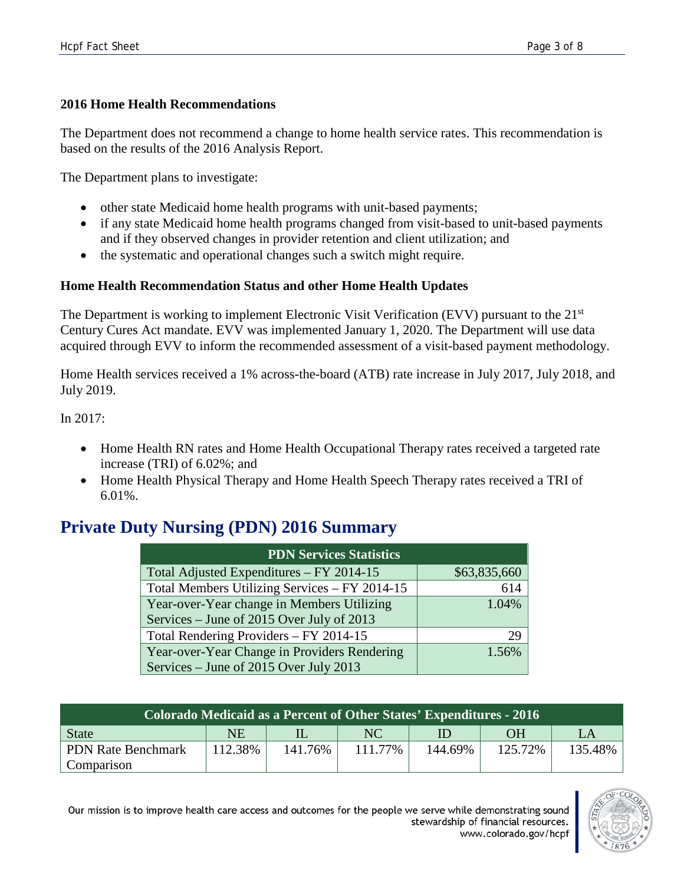### 2016 Home Health Recommendations

The Department does not recommend a change to home health service rates. This recommendation is based on the results of the 2016 Analysis Report.

The Department plans to investigate:

- other state Medicaid home health programs with unit-based payments;
- if any state Medicaid home health programs changed from visit-based to unit-based payments and if they observed changes in provider retention and client utilization; and
- the systematic and operational changes such a switch might require.

### Home Health Recommendation Status and other Home Health Updates

The Department is working to implement Electronic Visit Verification (EVV) pursuant to the 21st Century Cures Act mandate. EVV was implemented January 1, 2020. The Department will use data acquired through EVV to inform the recommended assessment of a visit-based payment methodology.

Home Health services received a 1% across-the-board (ATB) rate increase in July 2017, July 2018, and July 2019.

In 2017:

- Home Health RN rates and Home Health Occupational Therapy rates received a targeted rate increase (TRI) of 6.02%; and
- Home Health Physical Therapy and Home Health Speech Therapy rates received a TRI of 6.01%.

## Private Duty Nursing (PDN) 2016 Summary

| PDN Services Statistics | |
|---|---|
| Total Adjusted Expenditures – FY 2014-15 | $63,835,660 |
| Total Members Utilizing Services – FY 2014-15 | 614 |
| Year-over-Year change in Members Utilizing Services – June of 2015 Over July of 2013 | 1.04% |
| Total Rendering Providers – FY 2014-15 | 29 |
| Year-over-Year Change in Providers Rendering Services – June of 2015 Over July 2013 | 1.56% |

| Colorado Medicaid as a Percent of Other States' Expenditures - 2016 | | | | | | |
|---|---|---|---|---|---|---|
| State | NE | IL | NC | ID | OH | LA |
| PDN Rate Benchmark Comparison | 112.38% | 141.76% | 111.77% | 144.69% | 125.72% | 135.48% |

Our mission is to improve health care access and outcomes for the people we serve while demonstrating sound stewardship of financial resources.
www.colorado.gov/hcpf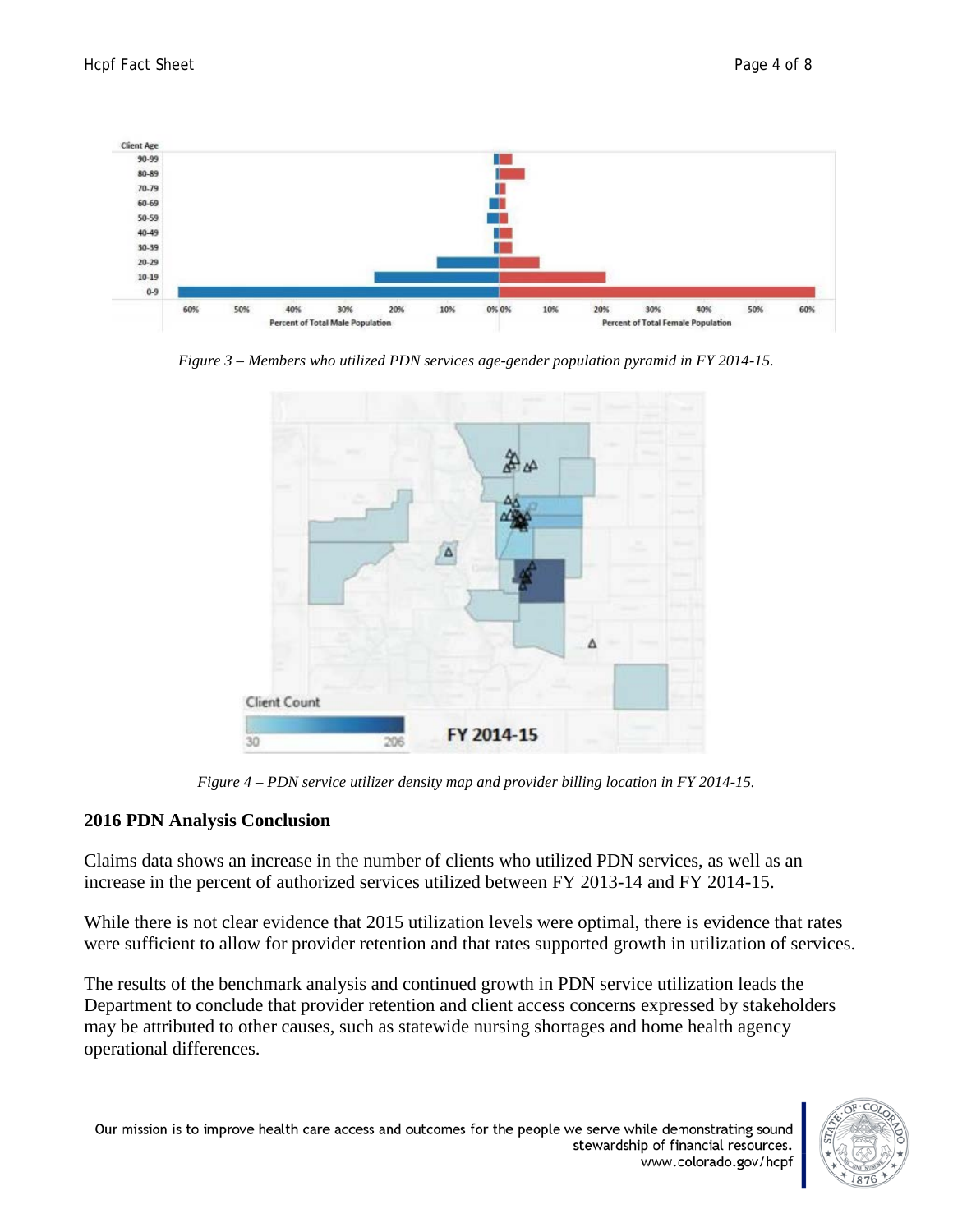*Figure 3 – Members who utilized PDN services age-gender population pyramid in FY 2014-15.*

*Figure 4 – PDN service utilizer density map and provider billing location in FY 2014-15.*

## 2016 PDN Analysis Conclusion

Claims data shows an increase in the number of clients who utilized PDN services, as well as an increase in the percent of authorized services utilized between FY 2013-14 and FY 2014-15.

While there is not clear evidence that 2015 utilization levels were optimal, there is evidence that rates were sufficient to allow for provider retention and that rates supported growth in utilization of services.

The results of the benchmark analysis and continued growth in PDN service utilization leads the Department to conclude that provider retention and client access concerns expressed by stakeholders may be attributed to other causes, such as statewide nursing shortages and home health agency operational differences.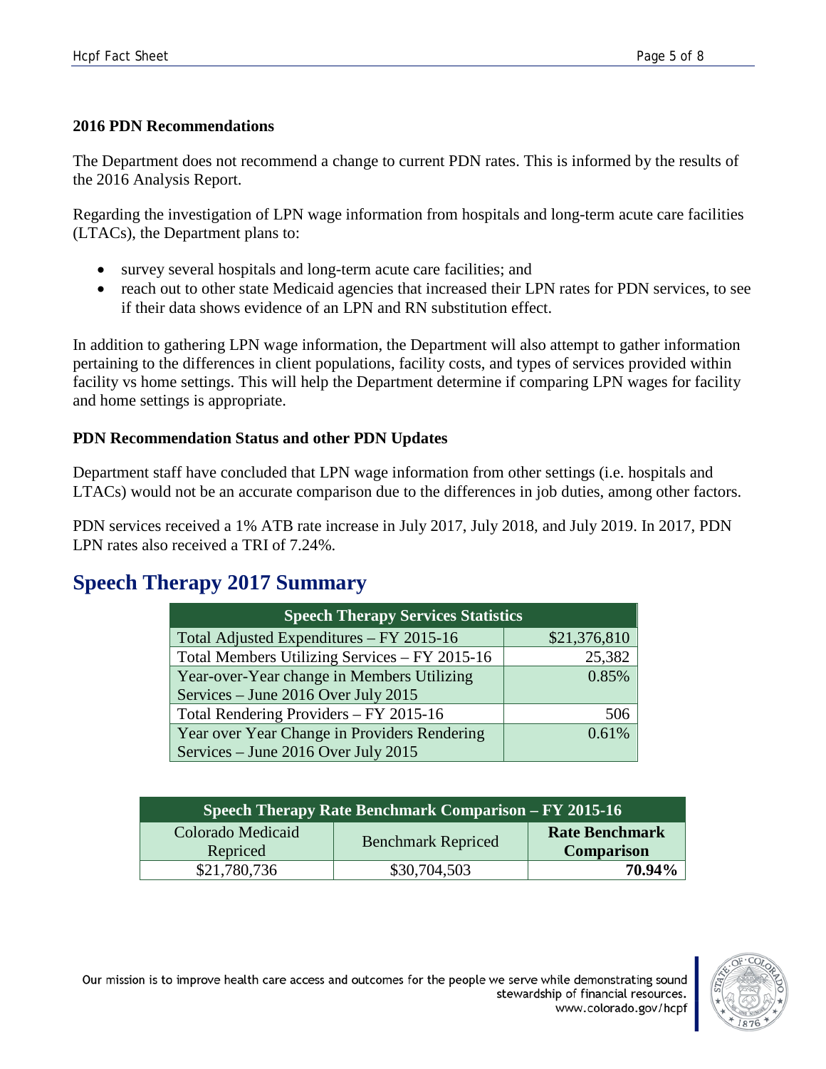### 2016 PDN Recommendations

The Department does not recommend a change to current PDN rates. This is informed by the results of the 2016 Analysis Report.

Regarding the investigation of LPN wage information from hospitals and long-term acute care facilities (LTACs), the Department plans to:

- survey several hospitals and long-term acute care facilities; and
- reach out to other state Medicaid agencies that increased their LPN rates for PDN services, to see if their data shows evidence of an LPN and RN substitution effect.

In addition to gathering LPN wage information, the Department will also attempt to gather information pertaining to the differences in client populations, facility costs, and types of services provided within facility vs home settings. This will help the Department determine if comparing LPN wages for facility and home settings is appropriate.

### PDN Recommendation Status and other PDN Updates

Department staff have concluded that LPN wage information from other settings (i.e. hospitals and LTACs) would not be an accurate comparison due to the differences in job duties, among other factors.

PDN services received a 1% ATB rate increase in July 2017, July 2018, and July 2019. In 2017, PDN LPN rates also received a TRI of 7.24%.

## Speech Therapy 2017 Summary

| Speech Therapy Services Statistics | |
|---|---|
| Total Adjusted Expenditures – FY 2015-16 | $21,376,810 |
| Total Members Utilizing Services – FY 2015-16 | 25,382 |
| Year-over-Year change in Members Utilizing Services – June 2016 Over July 2015 | 0.85% |
| Total Rendering Providers – FY 2015-16 | 506 |
| Year over Year Change in Providers Rendering Services – June 2016 Over July 2015 | 0.61% |

| Speech Therapy Rate Benchmark Comparison – FY 2015-16 | | |
|---|---|---|
| Colorado Medicaid Repriced | Benchmark Repriced | **Rate Benchmark Comparison** |
| $21,780,736 | $30,704,503 | **70.94%** |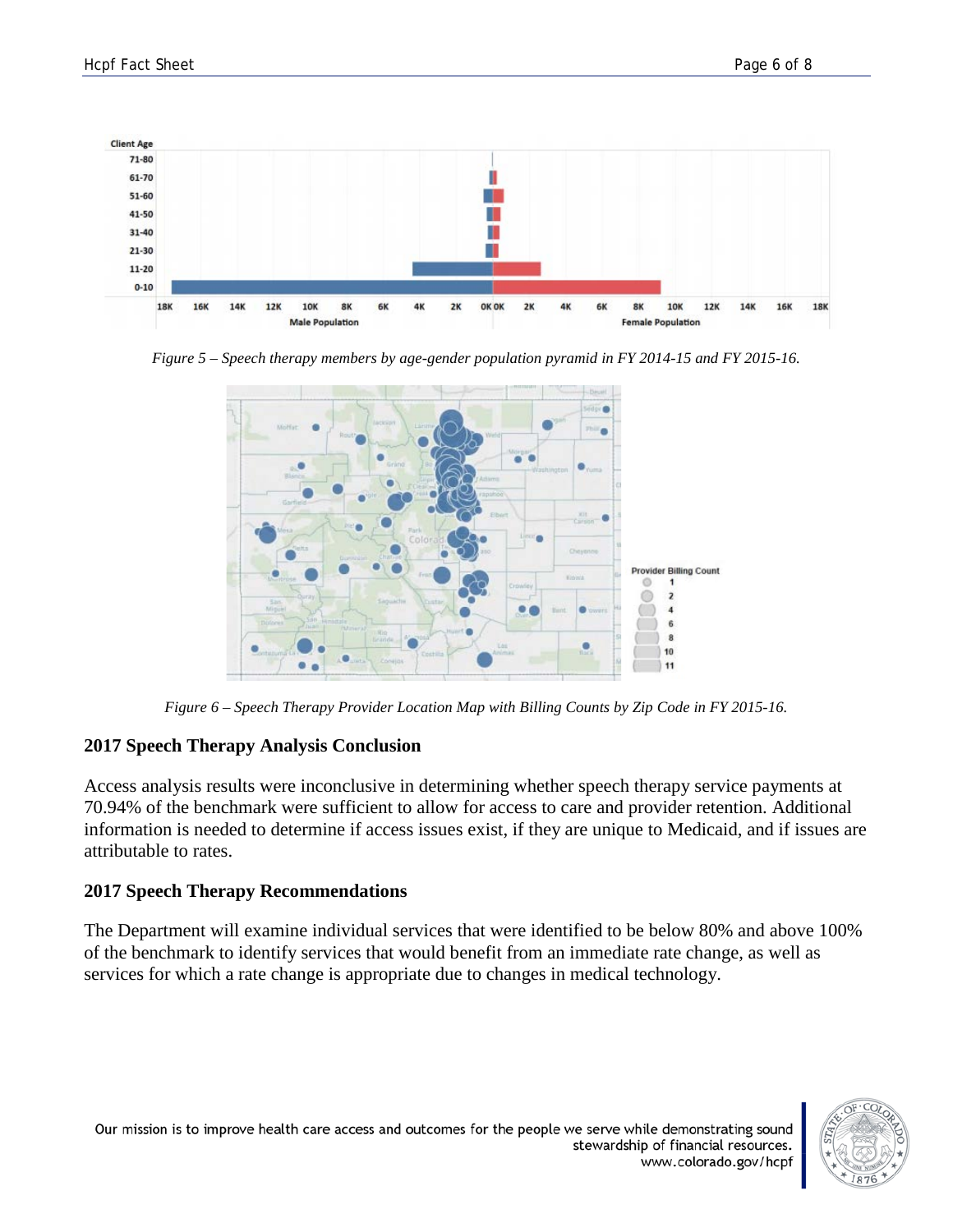*Figure 5 – Speech therapy members by age-gender population pyramid in FY 2014-15 and FY 2015-16.*

*Figure 6 – Speech Therapy Provider Location Map with Billing Counts by Zip Code in FY 2015-16.*

## 2017 Speech Therapy Analysis Conclusion

Access analysis results were inconclusive in determining whether speech therapy service payments at 70.94% of the benchmark were sufficient to allow for access to care and provider retention. Additional information is needed to determine if access issues exist, if they are unique to Medicaid, and if issues are attributable to rates.

## 2017 Speech Therapy Recommendations

The Department will examine individual services that were identified to be below 80% and above 100% of the benchmark to identify services that would benefit from an immediate rate change, as well as services for which a rate change is appropriate due to changes in medical technology.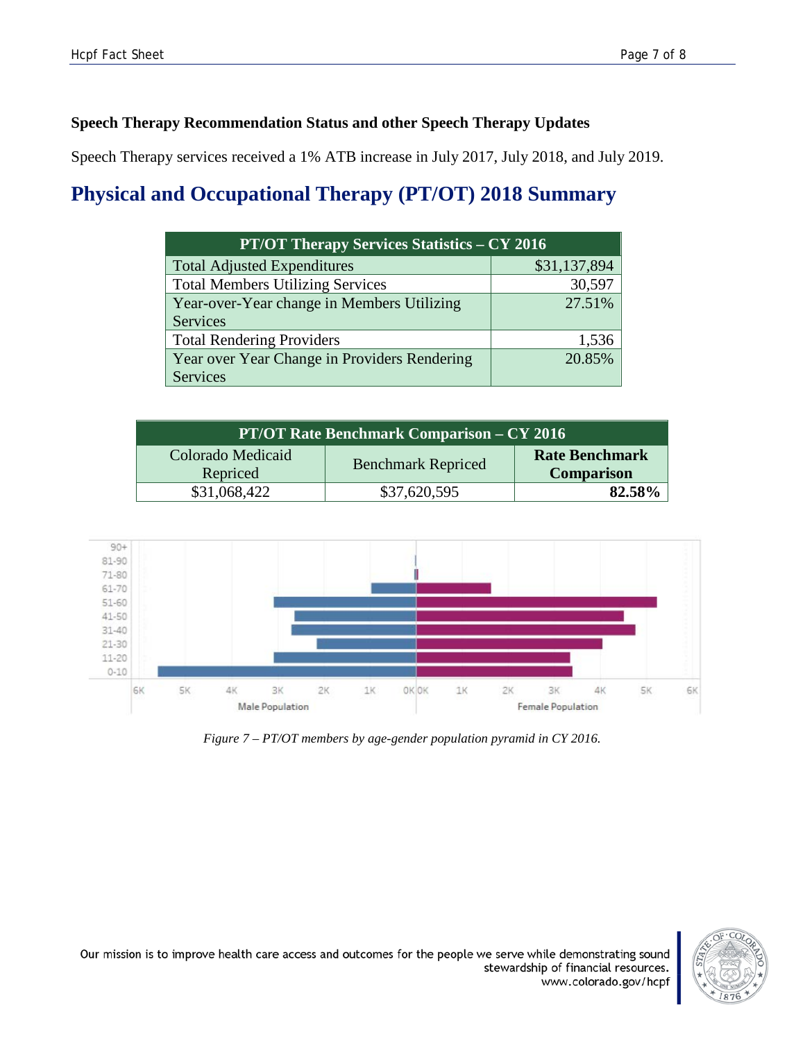**Speech Therapy Recommendation Status and other Speech Therapy Updates**

Speech Therapy services received a 1% ATB increase in July 2017, July 2018, and July 2019.

## Physical and Occupational Therapy (PT/OT) 2018 Summary

| PT/OT Therapy Services Statistics – CY 2016 | |
|---|---|
| Total Adjusted Expenditures | $31,137,894 |
| Total Members Utilizing Services | 30,597 |
| Year-over-Year change in Members Utilizing Services | 27.51% |
| Total Rendering Providers | 1,536 |
| Year over Year Change in Providers Rendering Services | 20.85% |

| PT/OT Rate Benchmark Comparison – CY 2016 | | |
|---|---|---|
| Colorado Medicaid Repriced | Benchmark Repriced | **Rate Benchmark Comparison** |
| $31,068,422 | $37,620,595 | **82.58%** |

*Figure 7 – PT/OT members by age-gender population pyramid in CY 2016.*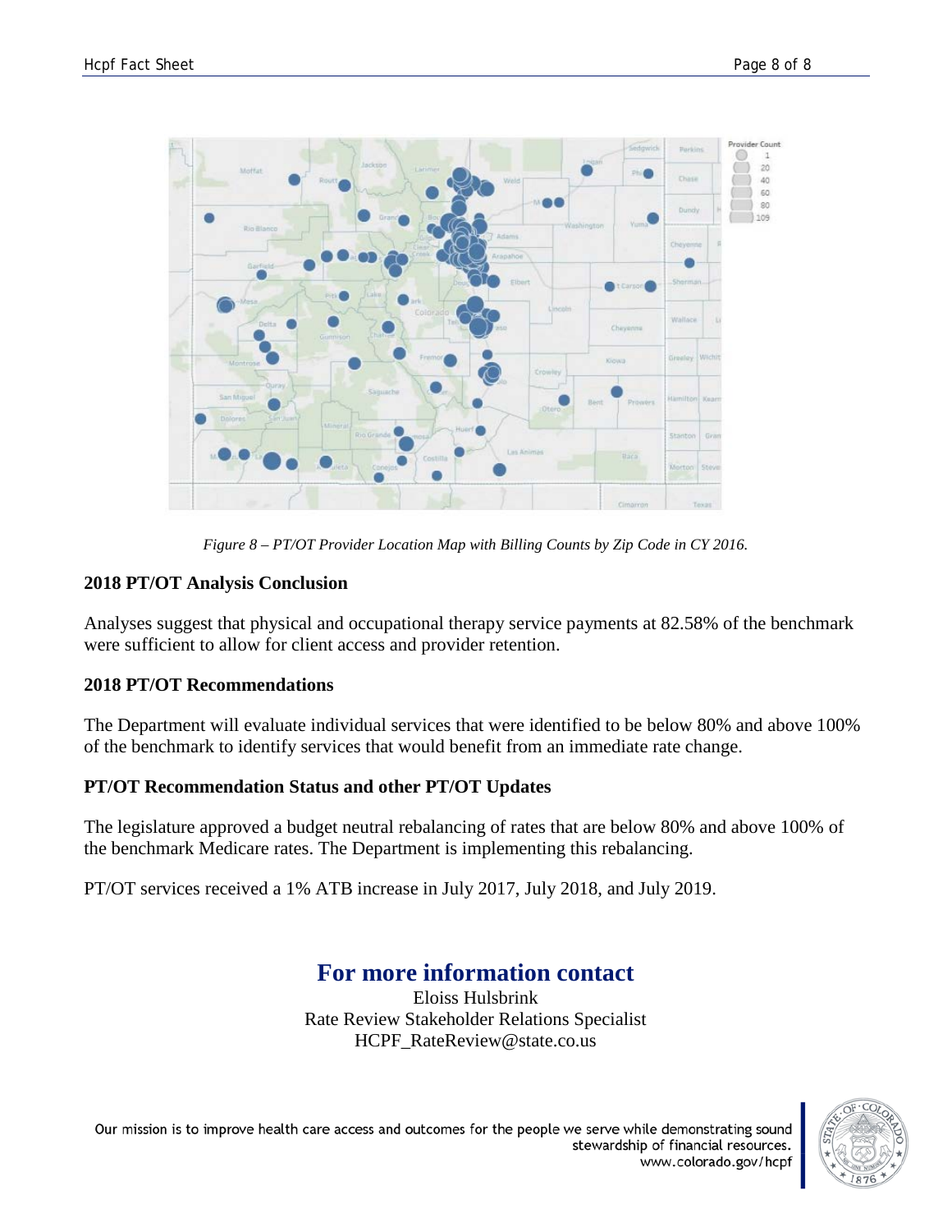Provider Count
1
20
40
60
80
109

*Figure 8 – PT/OT Provider Location Map with Billing Counts by Zip Code in CY 2016.*

### 2018 PT/OT Analysis Conclusion

Analyses suggest that physical and occupational therapy service payments at 82.58% of the benchmark were sufficient to allow for client access and provider retention.

### 2018 PT/OT Recommendations

The Department will evaluate individual services that were identified to be below 80% and above 100% of the benchmark to identify services that would benefit from an immediate rate change.

### PT/OT Recommendation Status and other PT/OT Updates

The legislature approved a budget neutral rebalancing of rates that are below 80% and above 100% of the benchmark Medicare rates. The Department is implementing this rebalancing.

PT/OT services received a 1% ATB increase in July 2017, July 2018, and July 2019.

## For more information contact

Eloiss Hulsbrink
Rate Review Stakeholder Relations Specialist
HCPF_RateReview@state.co.us

Our mission is to improve health care access and outcomes for the people we serve while demonstrating sound stewardship of financial resources.
www.colorado.gov/hcpf